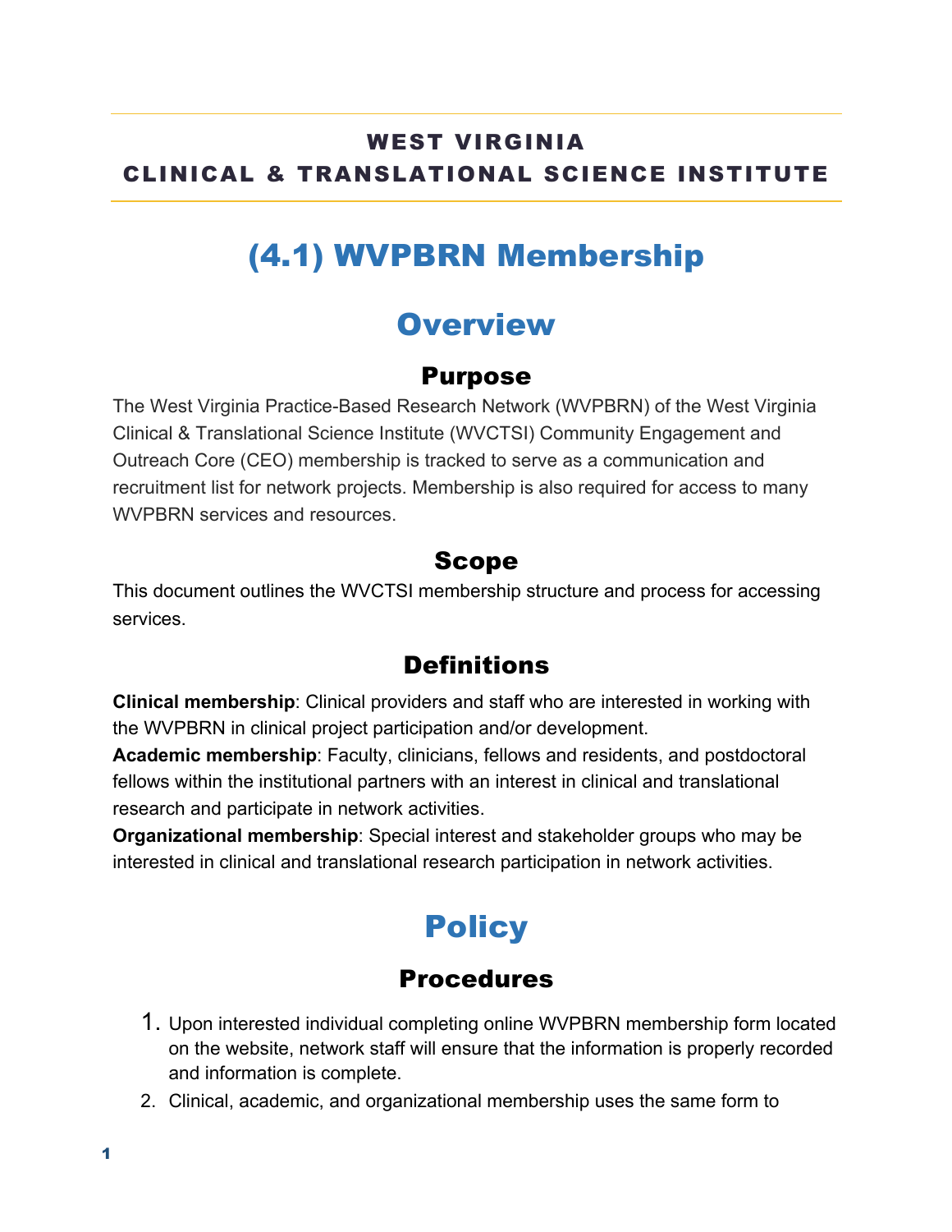**WEST VIRGINIA**
**CLINICAL & TRANSLATIONAL SCIENCE INSTITUTE**

# (4.1) WVPBRN Membership

## Overview

### Purpose

The West Virginia Practice-Based Research Network (WVPBRN) of the West Virginia Clinical & Translational Science Institute (WVCTSI) Community Engagement and Outreach Core (CEO) membership is tracked to serve as a communication and recruitment list for network projects. Membership is also required for access to many WVPBRN services and resources.

### Scope

This document outlines the WVCTSI membership structure and process for accessing services.

### Definitions

**Clinical membership**: Clinical providers and staff who are interested in working with the WVPBRN in clinical project participation and/or development.
**Academic membership**: Faculty, clinicians, fellows and residents, and postdoctoral fellows within the institutional partners with an interest in clinical and translational research and participate in network activities.
**Organizational membership**: Special interest and stakeholder groups who may be interested in clinical and translational research participation in network activities.

## Policy

### Procedures

1. Upon interested individual completing online WVPBRN membership form located on the website, network staff will ensure that the information is properly recorded and information is complete.
2. Clinical, academic, and organizational membership uses the same form to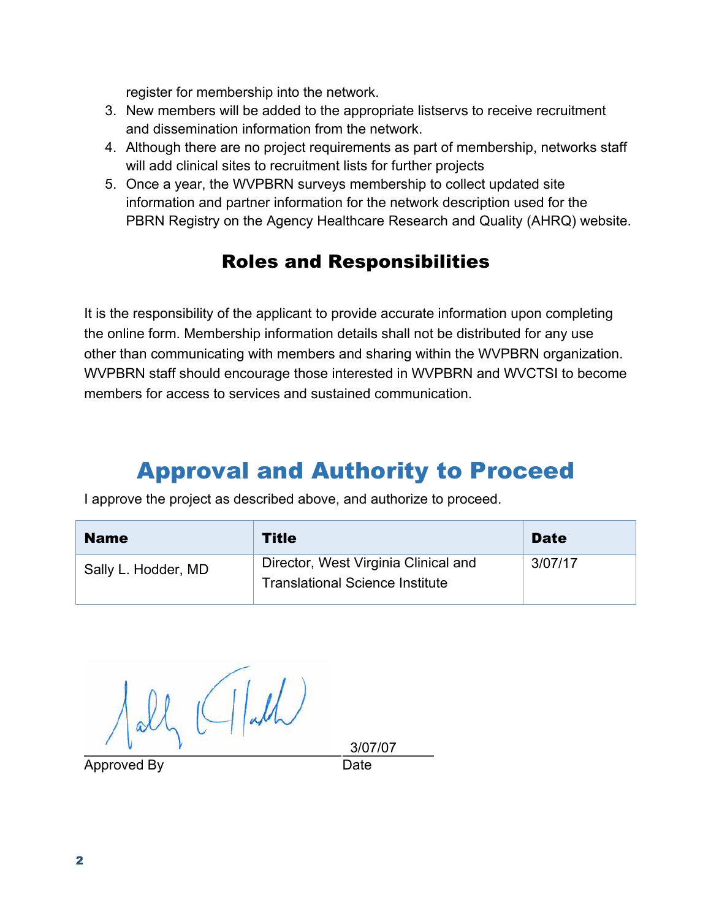register for membership into the network.

3. New members will be added to the appropriate listservs to receive recruitment and dissemination information from the network.
4. Although there are no project requirements as part of membership, networks staff will add clinical sites to recruitment lists for further projects
5. Once a year, the WVPBRN surveys membership to collect updated site information and partner information for the network description used for the PBRN Registry on the Agency Healthcare Research and Quality (AHRQ) website.

## Roles and Responsibilities

It is the responsibility of the applicant to provide accurate information upon completing the online form. Membership information details shall not be distributed for any use other than communicating with members and sharing within the WVPBRN organization. WVPBRN staff should encourage those interested in WVPBRN and WVCTSI to become members for access to services and sustained communication.

# Approval and Authority to Proceed

I approve the project as described above, and authorize to proceed.

| Name | Title | Date |
|---|---|---|
| Sally L. Hodder, MD | Director, West Virginia Clinical and Translational Science Institute | 3/07/17 |

Approved By

3/07/07
Date